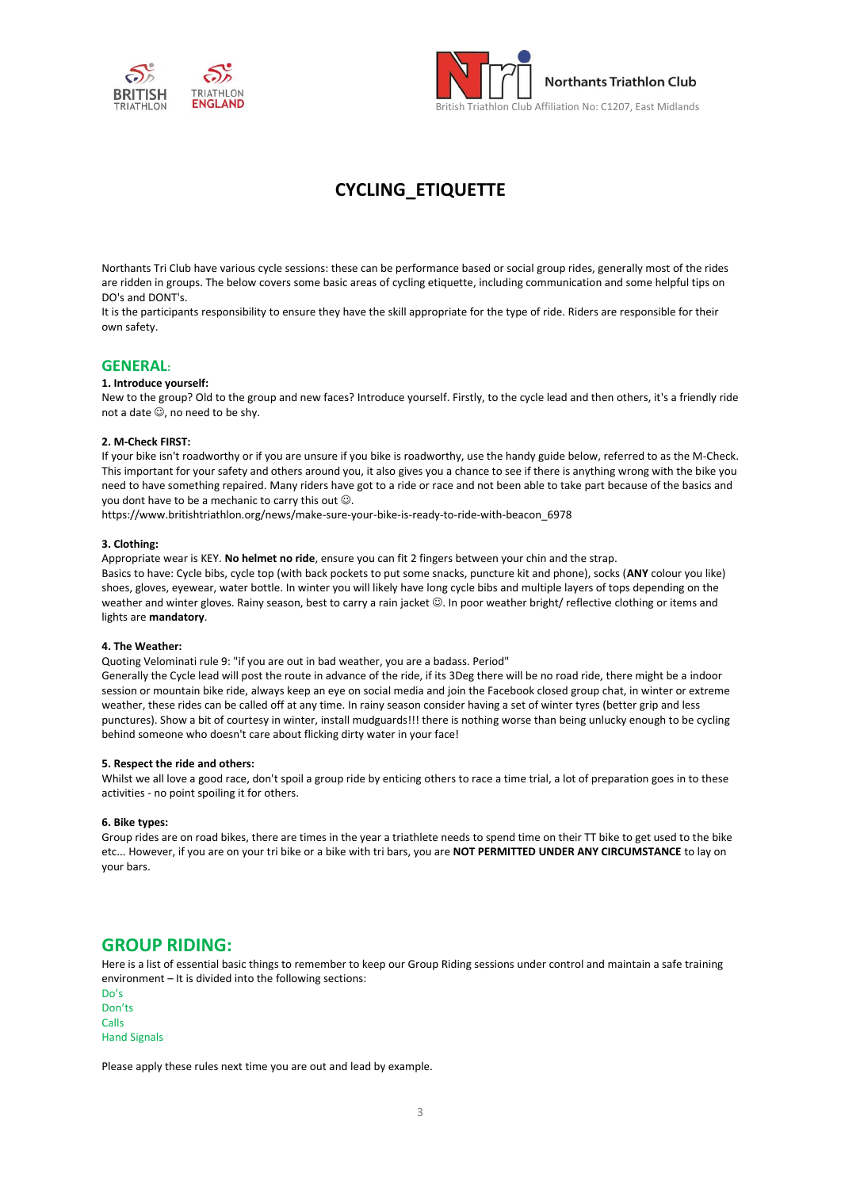Northants Triathlon Club

British Triathlon Club Affiliation No: C1207, East Midlands

# CYCLING_ETIQUETTE

Northants Tri Club have various cycle sessions: these can be performance based or social group rides, generally most of the rides are ridden in groups. The below covers some basic areas of cycling etiquette, including communication and some helpful tips on DO's and DONT's.
It is the participants responsibility to ensure they have the skill appropriate for the type of ride. Riders are responsible for their own safety.

## GENERAL:

**1. Introduce yourself:**
New to the group? Old to the group and new faces? Introduce yourself. Firstly, to the cycle lead and then others, it's a friendly ride not a date ☺, no need to be shy.

**2. M-Check FIRST:**
If your bike isn't roadworthy or if you are unsure if you bike is roadworthy, use the handy guide below, referred to as the M-Check. This important for your safety and others around you, it also gives you a chance to see if there is anything wrong with the bike you need to have something repaired. Many riders have got to a ride or race and not been able to take part because of the basics and you dont have to be a mechanic to carry this out ☺.
https://www.britishtriathlon.org/news/make-sure-your-bike-is-ready-to-ride-with-beacon_6978

**3. Clothing:**
Appropriate wear is KEY. **No helmet no ride**, ensure you can fit 2 fingers between your chin and the strap.
Basics to have: Cycle bibs, cycle top (with back pockets to put some snacks, puncture kit and phone), socks (**ANY** colour you like) shoes, gloves, eyewear, water bottle. In winter you will likely have long cycle bibs and multiple layers of tops depending on the weather and winter gloves. Rainy season, best to carry a rain jacket ☺. In poor weather bright/ reflective clothing or items and lights are **mandatory**.

**4. The Weather:**
Quoting Velominati rule 9: "if you are out in bad weather, you are a badass. Period"
Generally the Cycle lead will post the route in advance of the ride, if its 3Deg there will be no road ride, there might be a indoor session or mountain bike ride, always keep an eye on social media and join the Facebook closed group chat, in winter or extreme weather, these rides can be called off at any time. In rainy season consider having a set of winter tyres (better grip and less punctures). Show a bit of courtesy in winter, install mudguards!!! there is nothing worse than being unlucky enough to be cycling behind someone who doesn't care about flicking dirty water in your face!

**5. Respect the ride and others:**
Whilst we all love a good race, don't spoil a group ride by enticing others to race a time trial, a lot of preparation goes in to these activities - no point spoiling it for others.

**6. Bike types:**
Group rides are on road bikes, there are times in the year a triathlete needs to spend time on their TT bike to get used to the bike etc... However, if you are on your tri bike or a bike with tri bars, you are **NOT PERMITTED UNDER ANY CIRCUMSTANCE** to lay on your bars.

## GROUP RIDING:

Here is a list of essential basic things to remember to keep our Group Riding sessions under control and maintain a safe training environment – It is divided into the following sections:

Do's
Don'ts
Calls
Hand Signals

Please apply these rules next time you are out and lead by example.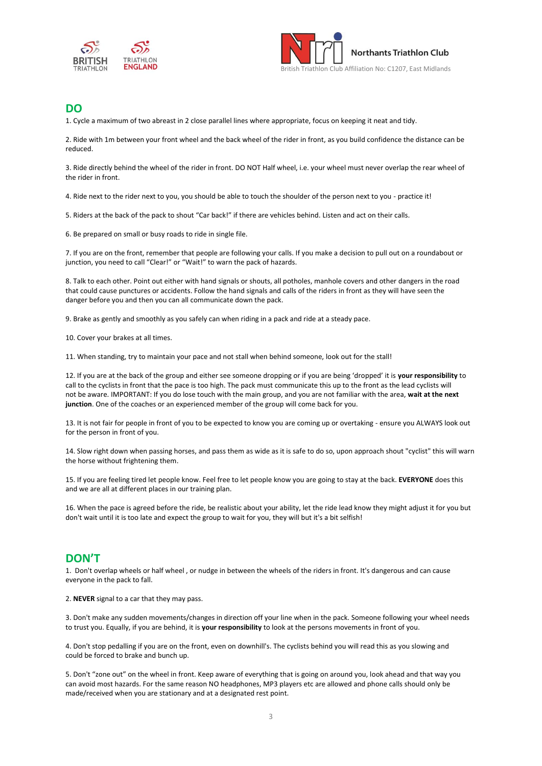## DO

1. Cycle a maximum of two abreast in 2 close parallel lines where appropriate, focus on keeping it neat and tidy.

2. Ride with 1m between your front wheel and the back wheel of the rider in front, as you build confidence the distance can be reduced.

3. Ride directly behind the wheel of the rider in front. DO NOT Half wheel, i.e. your wheel must never overlap the rear wheel of the rider in front.

4. Ride next to the rider next to you, you should be able to touch the shoulder of the person next to you - practice it!

5. Riders at the back of the pack to shout "Car back!" if there are vehicles behind. Listen and act on their calls.

6. Be prepared on small or busy roads to ride in single file.

7. If you are on the front, remember that people are following your calls. If you make a decision to pull out on a roundabout or junction, you need to call "Clear!" or "Wait!" to warn the pack of hazards.

8. Talk to each other. Point out either with hand signals or shouts, all potholes, manhole covers and other dangers in the road that could cause punctures or accidents. Follow the hand signals and calls of the riders in front as they will have seen the danger before you and then you can all communicate down the pack.

9. Brake as gently and smoothly as you safely can when riding in a pack and ride at a steady pace.

10. Cover your brakes at all times.

11. When standing, try to maintain your pace and not stall when behind someone, look out for the stall!

12. If you are at the back of the group and either see someone dropping or if you are being 'dropped' it is **your responsibility** to call to the cyclists in front that the pace is too high. The pack must communicate this up to the front as the lead cyclists will not be aware. IMPORTANT: If you do lose touch with the main group, and you are not familiar with the area, **wait at the next junction**. One of the coaches or an experienced member of the group will come back for you.

13. It is not fair for people in front of you to be expected to know you are coming up or overtaking - ensure you ALWAYS look out for the person in front of you.

14. Slow right down when passing horses, and pass them as wide as it is safe to do so, upon approach shout "cyclist" this will warn the horse without frightening them.

15. If you are feeling tired let people know. Feel free to let people know you are going to stay at the back. **EVERYONE** does this and we are all at different places in our training plan.

16. When the pace is agreed before the ride, be realistic about your ability, let the ride lead know they might adjust it for you but don't wait until it is too late and expect the group to wait for you, they will but it's a bit selfish!

## DON'T

1. Don't overlap wheels or half wheel , or nudge in between the wheels of the riders in front. It's dangerous and can cause everyone in the pack to fall.

2. **NEVER** signal to a car that they may pass.

3. Don't make any sudden movements/changes in direction off your line when in the pack. Someone following your wheel needs to trust you. Equally, if you are behind, it is **your responsibility** to look at the persons movements in front of you.

4. Don't stop pedalling if you are on the front, even on downhill's. The cyclists behind you will read this as you slowing and could be forced to brake and bunch up.

5. Don't "zone out" on the wheel in front. Keep aware of everything that is going on around you, look ahead and that way you can avoid most hazards. For the same reason NO headphones, MP3 players etc are allowed and phone calls should only be made/received when you are stationary and at a designated rest point.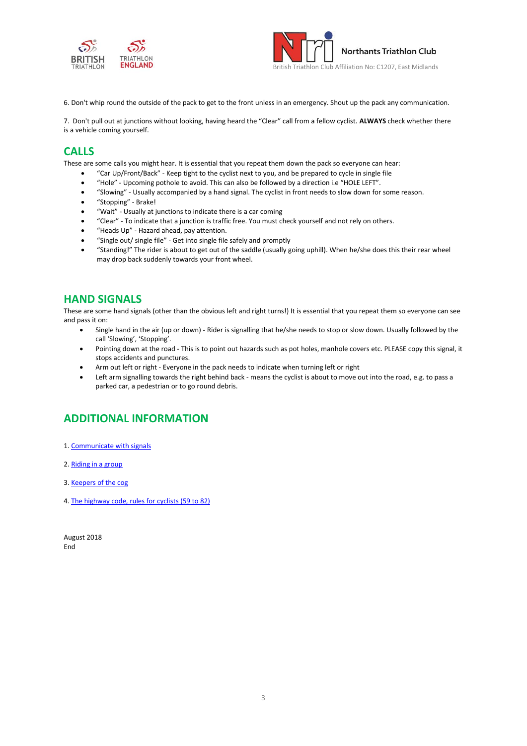6. Don't whip round the outside of the pack to get to the front unless in an emergency. Shout up the pack any communication.

7. Don't pull out at junctions without looking, having heard the "Clear" call from a fellow cyclist. **ALWAYS** check whether there is a vehicle coming yourself.

## CALLS

These are some calls you might hear. It is essential that you repeat them down the pack so everyone can hear:

- "Car Up/Front/Back" - Keep tight to the cyclist next to you, and be prepared to cycle in single file
- "Hole" - Upcoming pothole to avoid. This can also be followed by a direction i.e "HOLE LEFT".
- "Slowing" - Usually accompanied by a hand signal. The cyclist in front needs to slow down for some reason.
- "Stopping" - Brake!
- "Wait" - Usually at junctions to indicate there is a car coming
- "Clear" - To indicate that a junction is traffic free. You must check yourself and not rely on others.
- "Heads Up" - Hazard ahead, pay attention.
- "Single out/ single file" - Get into single file safely and promptly
- "Standing!" The rider is about to get out of the saddle (usually going uphill). When he/she does this their rear wheel may drop back suddenly towards your front wheel.

## HAND SIGNALS

These are some hand signals (other than the obvious left and right turns!) It is essential that you repeat them so everyone can see and pass it on:

- Single hand in the air (up or down) - Rider is signalling that he/she needs to stop or slow down. Usually followed by the call 'Slowing', 'Stopping'.
- Pointing down at the road - This is to point out hazards such as pot holes, manhole covers etc. PLEASE copy this signal, it stops accidents and punctures.
- Arm out left or right - Everyone in the pack needs to indicate when turning left or right
- Left arm signalling towards the right behind back - means the cyclist is about to move out into the road, e.g. to pass a parked car, a pedestrian or to go round debris.

## ADDITIONAL INFORMATION

1. Communicate with signals

2. Riding in a group

3. Keepers of the cog

4. The highway code, rules for cyclists (59 to 82)

August 2018
End